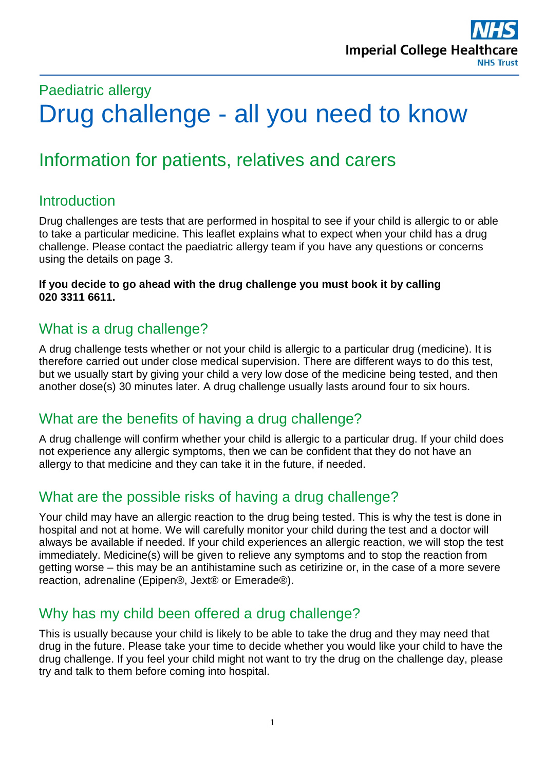Paediatric allergy

# Drug challenge - all you need to know

## Information for patients, relatives and carers

### Introduction

Drug challenges are tests that are performed in hospital to see if your child is allergic to or able to take a particular medicine. This leaflet explains what to expect when your child has a drug challenge. Please contact the paediatric allergy team if you have any questions or concerns using the details on page 3.

**If you decide to go ahead with the drug challenge you must book it by calling 020 3311 6611.**

### What is a drug challenge?

A drug challenge tests whether or not your child is allergic to a particular drug (medicine). It is therefore carried out under close medical supervision. There are different ways to do this test, but we usually start by giving your child a very low dose of the medicine being tested, and then another dose(s) 30 minutes later. A drug challenge usually lasts around four to six hours.

### What are the benefits of having a drug challenge?

A drug challenge will confirm whether your child is allergic to a particular drug. If your child does not experience any allergic symptoms, then we can be confident that they do not have an allergy to that medicine and they can take it in the future, if needed.

### What are the possible risks of having a drug challenge?

Your child may have an allergic reaction to the drug being tested. This is why the test is done in hospital and not at home. We will carefully monitor your child during the test and a doctor will always be available if needed. If your child experiences an allergic reaction, we will stop the test immediately. Medicine(s) will be given to relieve any symptoms and to stop the reaction from getting worse – this may be an antihistamine such as cetirizine or, in the case of a more severe reaction, adrenaline (Epipen®, Jext® or Emerade®).

### Why has my child been offered a drug challenge?

This is usually because your child is likely to be able to take the drug and they may need that drug in the future. Please take your time to decide whether you would like your child to have the drug challenge. If you feel your child might not want to try the drug on the challenge day, please try and talk to them before coming into hospital.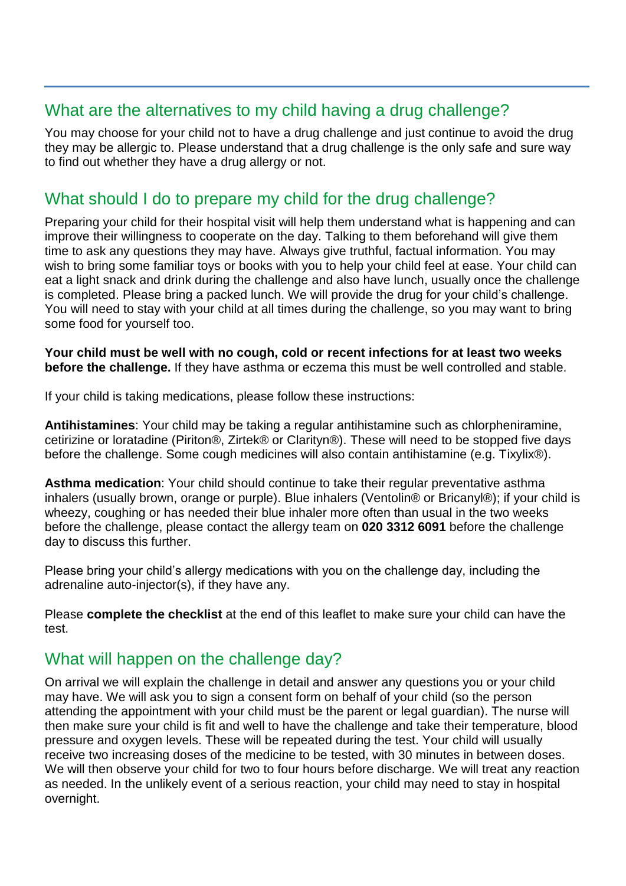## What are the alternatives to my child having a drug challenge?

You may choose for your child not to have a drug challenge and just continue to avoid the drug they may be allergic to. Please understand that a drug challenge is the only safe and sure way to find out whether they have a drug allergy or not.

## What should I do to prepare my child for the drug challenge?

Preparing your child for their hospital visit will help them understand what is happening and can improve their willingness to cooperate on the day. Talking to them beforehand will give them time to ask any questions they may have. Always give truthful, factual information. You may wish to bring some familiar toys or books with you to help your child feel at ease. Your child can eat a light snack and drink during the challenge and also have lunch, usually once the challenge is completed. Please bring a packed lunch. We will provide the drug for your child's challenge. You will need to stay with your child at all times during the challenge, so you may want to bring some food for yourself too.

**Your child must be well with no cough, cold or recent infections for at least two weeks before the challenge.** If they have asthma or eczema this must be well controlled and stable.

If your child is taking medications, please follow these instructions:

**Antihistamines**: Your child may be taking a regular antihistamine such as chlorpheniramine, cetirizine or loratadine (Piriton®, Zirtek® or Clarityn®). These will need to be stopped five days before the challenge. Some cough medicines will also contain antihistamine (e.g. Tixylix®).

**Asthma medication**: Your child should continue to take their regular preventative asthma inhalers (usually brown, orange or purple). Blue inhalers (Ventolin® or Bricanyl®); if your child is wheezy, coughing or has needed their blue inhaler more often than usual in the two weeks before the challenge, please contact the allergy team on **020 3312 6091** before the challenge day to discuss this further.

Please bring your child's allergy medications with you on the challenge day, including the adrenaline auto-injector(s), if they have any.

Please **complete the checklist** at the end of this leaflet to make sure your child can have the test.

## What will happen on the challenge day?

On arrival we will explain the challenge in detail and answer any questions you or your child may have. We will ask you to sign a consent form on behalf of your child (so the person attending the appointment with your child must be the parent or legal guardian). The nurse will then make sure your child is fit and well to have the challenge and take their temperature, blood pressure and oxygen levels. These will be repeated during the test. Your child will usually receive two increasing doses of the medicine to be tested, with 30 minutes in between doses. We will then observe your child for two to four hours before discharge. We will treat any reaction as needed. In the unlikely event of a serious reaction, your child may need to stay in hospital overnight.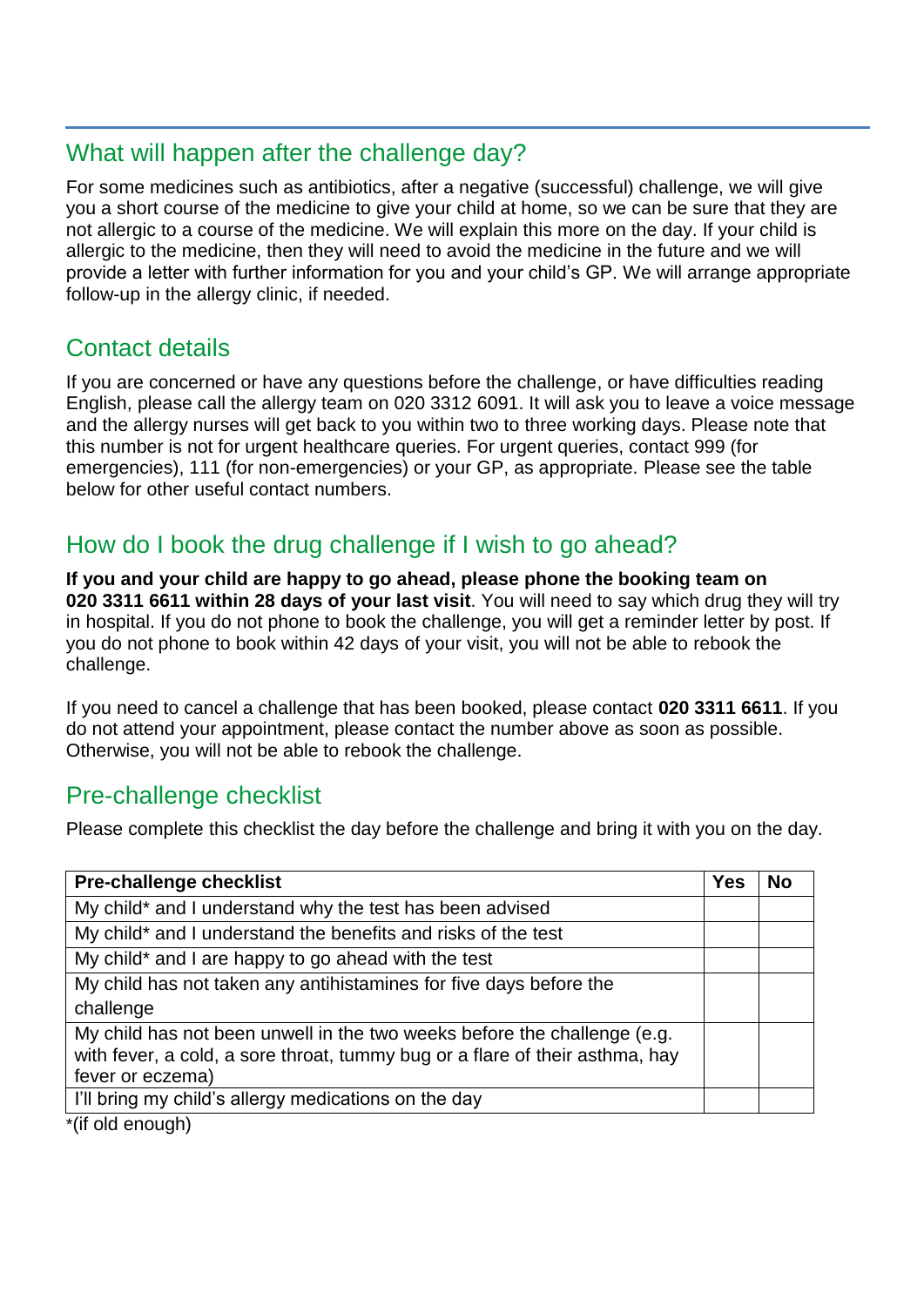## What will happen after the challenge day?

For some medicines such as antibiotics, after a negative (successful) challenge, we will give you a short course of the medicine to give your child at home, so we can be sure that they are not allergic to a course of the medicine. We will explain this more on the day. If your child is allergic to the medicine, then they will need to avoid the medicine in the future and we will provide a letter with further information for you and your child's GP. We will arrange appropriate follow-up in the allergy clinic, if needed.

## Contact details

If you are concerned or have any questions before the challenge, or have difficulties reading English, please call the allergy team on 020 3312 6091. It will ask you to leave a voice message and the allergy nurses will get back to you within two to three working days. Please note that this number is not for urgent healthcare queries. For urgent queries, contact 999 (for emergencies), 111 (for non-emergencies) or your GP, as appropriate. Please see the table below for other useful contact numbers.

## How do I book the drug challenge if I wish to go ahead?

**If you and your child are happy to go ahead, please phone the booking team on 020 3311 6611 within 28 days of your last visit**. You will need to say which drug they will try in hospital. If you do not phone to book the challenge, you will get a reminder letter by post. If you do not phone to book within 42 days of your visit, you will not be able to rebook the challenge.

If you need to cancel a challenge that has been booked, please contact **020 3311 6611**. If you do not attend your appointment, please contact the number above as soon as possible. Otherwise, you will not be able to rebook the challenge.

## Pre-challenge checklist

Please complete this checklist the day before the challenge and bring it with you on the day.

| Pre-challenge checklist | Yes | No |
|---|---|---|
| My child* and I understand why the test has been advised | | |
| My child* and I understand the benefits and risks of the test | | |
| My child* and I are happy to go ahead with the test | | |
| My child has not taken any antihistamines for five days before the challenge | | |
| My child has not been unwell in the two weeks before the challenge (e.g. with fever, a cold, a sore throat, tummy bug or a flare of their asthma, hay fever or eczema) | | |
| I'll bring my child's allergy medications on the day | | |

*(if old enough)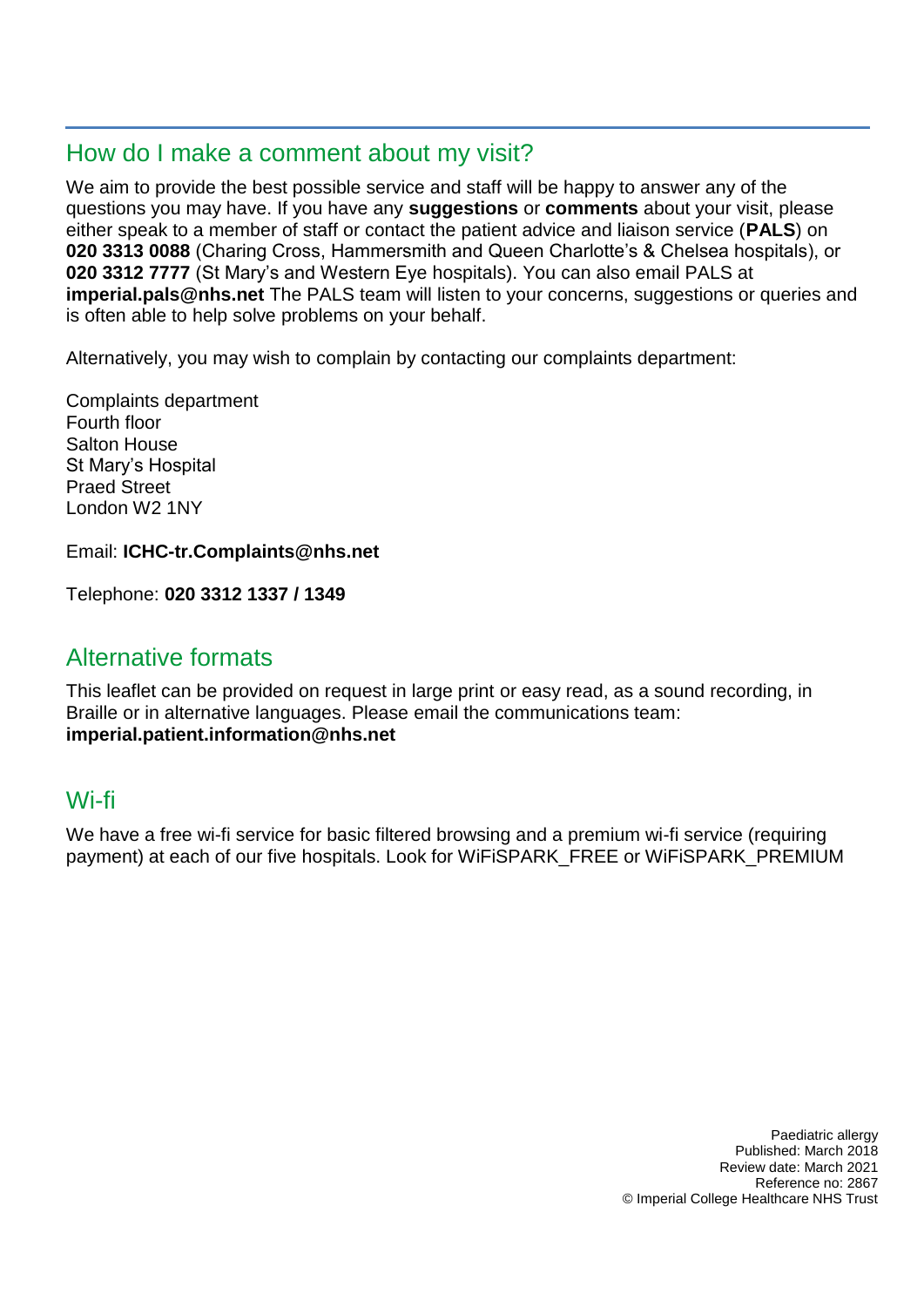## How do I make a comment about my visit?

We aim to provide the best possible service and staff will be happy to answer any of the questions you may have. If you have any **suggestions** or **comments** about your visit, please either speak to a member of staff or contact the patient advice and liaison service (**PALS**) on **020 3313 0088** (Charing Cross, Hammersmith and Queen Charlotte's & Chelsea hospitals), or **020 3312 7777** (St Mary's and Western Eye hospitals). You can also email PALS at **imperial.pals@nhs.net** The PALS team will listen to your concerns, suggestions or queries and is often able to help solve problems on your behalf.

Alternatively, you may wish to complain by contacting our complaints department:

Complaints department
Fourth floor
Salton House
St Mary's Hospital
Praed Street
London W2 1NY

Email: **ICHC-tr.Complaints@nhs.net**

Telephone: **020 3312 1337 / 1349**

## Alternative formats

This leaflet can be provided on request in large print or easy read, as a sound recording, in Braille or in alternative languages. Please email the communications team: **imperial.patient.information@nhs.net**

## Wi-fi

We have a free wi-fi service for basic filtered browsing and a premium wi-fi service (requiring payment) at each of our five hospitals. Look for WiFiSPARK_FREE or WiFiSPARK_PREMIUM

Paediatric allergy
Published: March 2018
Review date: March 2021
Reference no: 2867
© Imperial College Healthcare NHS Trust